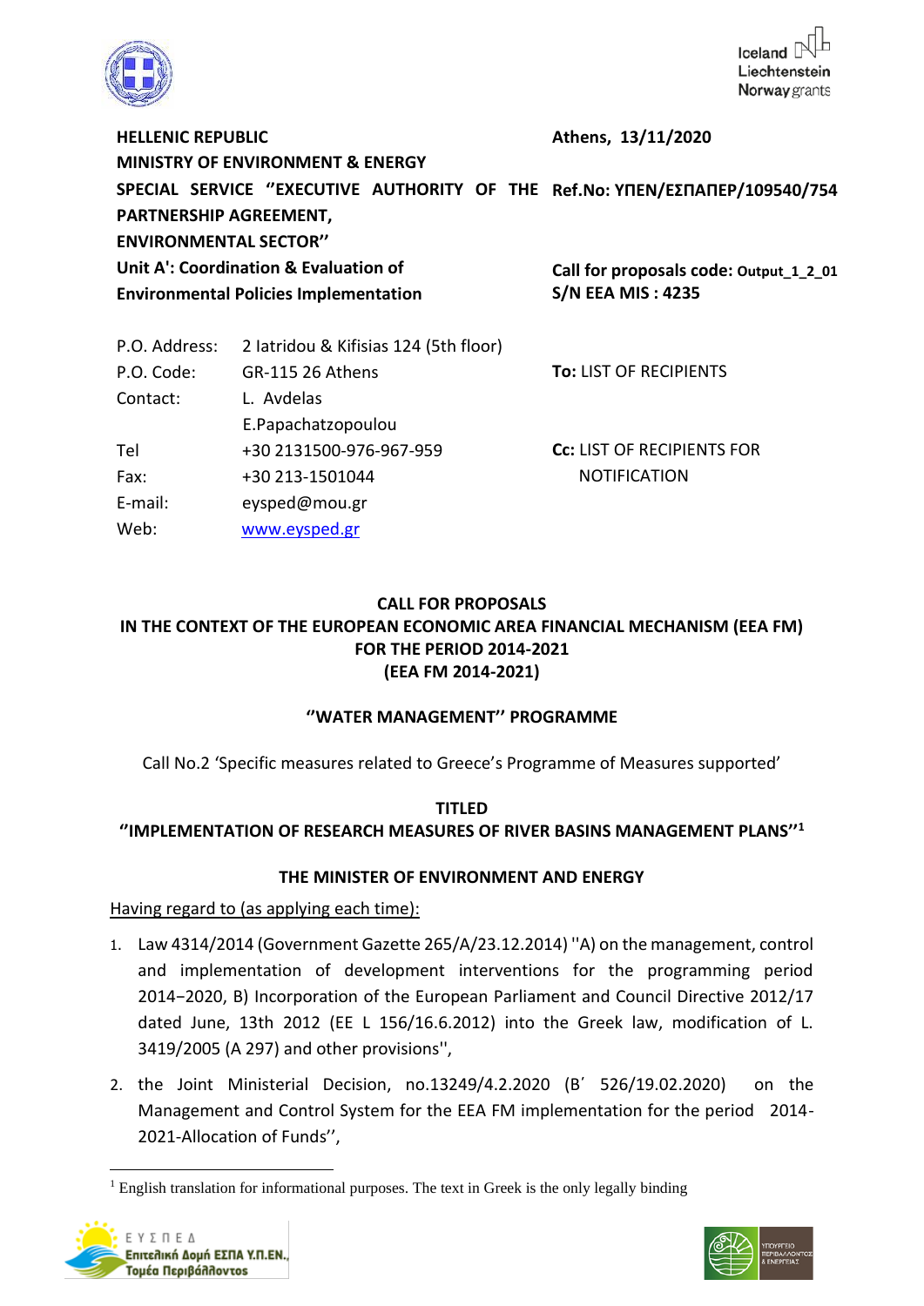**HELLENIC REPUBLIC**
**MINISTRY OF ENVIRONMENT & ENERGY**
**SPECIAL SERVICE ''EXECUTIVE AUTHORITY OF THE PARTNERSHIP AGREEMENT, ENVIRONMENTAL SECTOR''**
**Unit A': Coordination & Evaluation of Environmental Policies Implementation**

**Athens, 13/11/2020**

**Ref.No: ΥΠΕΝ/ΕΣΠΑΠΕΡ/109540/754**

**Call for proposals code: Output_1_2_01**
**S/N EEA MIS : 4235**

| | |
|---|---|
| P.O. Address: | 2 Iatridou & Kifisias 124 (5th floor) |
| P.O. Code: | GR-115 26 Athens |
| Contact: | L. Avdelas<br>E.Papachatzopoulou |
| Tel | +30 2131500-976-967-959 |
| Fax: | +30 213-1501044 |
| E-mail: | eysped@mou.gr |
| Web: | www.eysped.gr |

**To:** LIST OF RECIPIENTS

**Cc:** LIST OF RECIPIENTS FOR NOTIFICATION

**CALL FOR PROPOSALS**
**IN THE CONTEXT OF THE EUROPEAN ECONOMIC AREA FINANCIAL MECHANISM (EEA FM) FOR THE PERIOD 2014-2021**
**(EEA FM 2014-2021)**

**''WATER MANAGEMENT'' PROGRAMME**

Call No.2 'Specific measures related to Greece's Programme of Measures supported'

**TITLED**
**''IMPLEMENTATION OF RESEARCH MEASURES OF RIVER BASINS MANAGEMENT PLANS''[1]**

**THE MINISTER OF ENVIRONMENT AND ENERGY**

Having regard to (as applying each time):

1. Law 4314/2014 (Government Gazette 265/A/23.12.2014) ''A) on the management, control and implementation of development interventions for the programming period 2014−2020, B) Incorporation of the European Parliament and Council Directive 2012/17 dated June, 13th 2012 (EE L 156/16.6.2012) into the Greek law, modification of L. 3419/2005 (A 297) and other provisions'',
2. the Joint Ministerial Decision, no.13249/4.2.2020 (B΄ 526/19.02.2020) on the Management and Control System for the EEA FM implementation for the period 2014-2021-Allocation of Funds'',

[1] English translation for informational purposes. The text in Greek is the only legally binding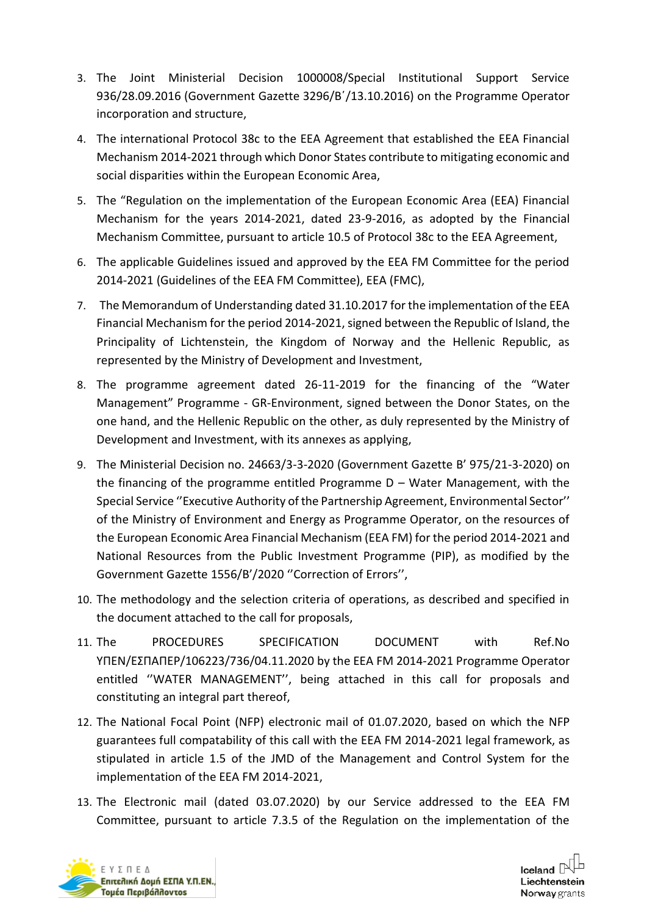3. The Joint Ministerial Decision 1000008/Special Institutional Support Service 936/28.09.2016 (Government Gazette 3296/Β΄/13.10.2016) on the Programme Operator incorporation and structure,
4. The international Protocol 38c to the EEA Agreement that established the EEA Financial Mechanism 2014-2021 through which Donor States contribute to mitigating economic and social disparities within the European Economic Area,
5. The "Regulation on the implementation of the European Economic Area (EEA) Financial Mechanism for the years 2014-2021, dated 23-9-2016, as adopted by the Financial Mechanism Committee, pursuant to article 10.5 of Protocol 38c to the EEA Agreement,
6. The applicable Guidelines issued and approved by the EEA FM Committee for the period 2014-2021 (Guidelines of the EEA FM Committee), EEA (FMC),
7. The Memorandum of Understanding dated 31.10.2017 for the implementation of the EEA Financial Mechanism for the period 2014-2021, signed between the Republic of Island, the Principality of Lichtenstein, the Kingdom of Norway and the Hellenic Republic, as represented by the Ministry of Development and Investment,
8. The programme agreement dated 26-11-2019 for the financing of the "Water Management" Programme - GR-Environment, signed between the Donor States, on the one hand, and the Hellenic Republic on the other, as duly represented by the Ministry of Development and Investment, with its annexes as applying,
9. The Ministerial Decision no. 24663/3-3-2020 (Government Gazette B' 975/21-3-2020) on the financing of the programme entitled Programme D – Water Management, with the Special Service ''Executive Authority of the Partnership Agreement, Environmental Sector'' of the Ministry of Environment and Energy as Programme Operator, on the resources of the European Economic Area Financial Mechanism (EEA FM) for the period 2014-2021 and National Resources from the Public Investment Programme (PIP), as modified by the Government Gazette 1556/B'/2020 ''Correction of Errors'',
10. The methodology and the selection criteria of operations, as described and specified in the document attached to the call for proposals,
11. The PROCEDURES SPECIFICATION DOCUMENT with Ref.No ΥΠΕΝ/ΕΣΠΑΠΕΡ/106223/736/04.11.2020 by the EEA FM 2014-2021 Programme Operator entitled ''WATER MANAGEMENT'', being attached in this call for proposals and constituting an integral part thereof,
12. The National Focal Point (NFP) electronic mail of 01.07.2020, based on which the NFP guarantees full compatability of this call with the EEA FM 2014-2021 legal framework, as stipulated in article 1.5 of the JMD of the Management and Control System for the implementation of the EEA FM 2014-2021,
13. The Electronic mail (dated 03.07.2020) by our Service addressed to the EEA FM Committee, pursuant to article 7.3.5 of the Regulation on the implementation of the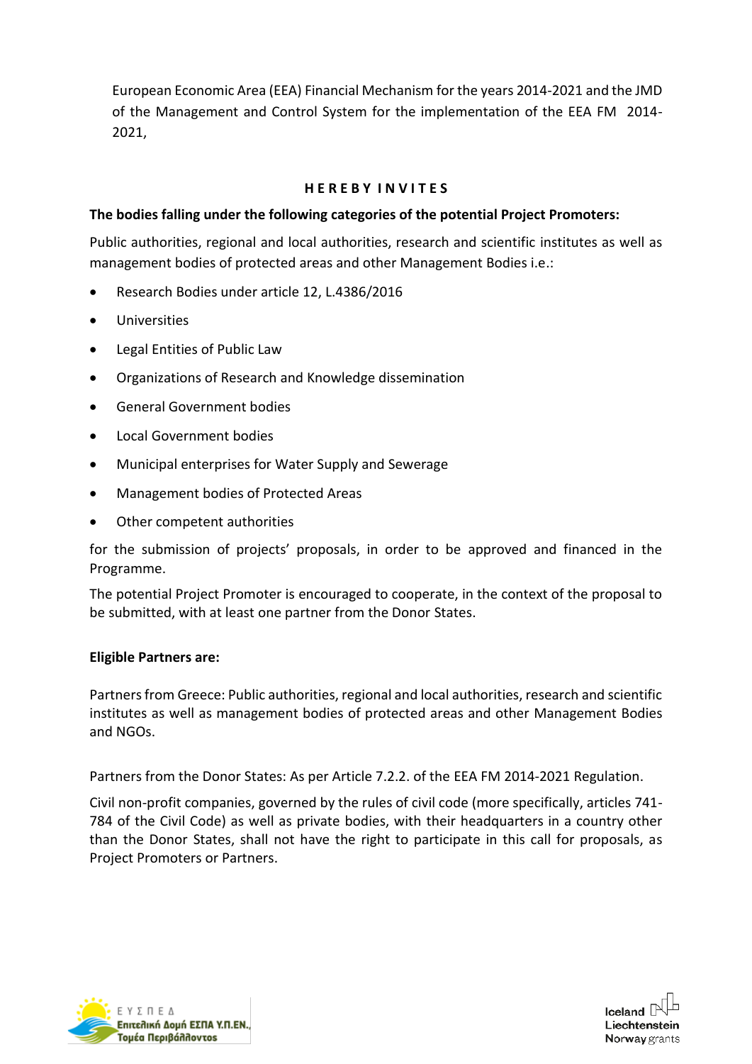European Economic Area (EEA) Financial Mechanism for the years 2014-2021 and the JMD of the Management and Control System for the implementation of the EEA FM 2014-2021,

**H E R E B Y I N V I T E S**

**The bodies falling under the following categories of the potential Project Promoters:**

Public authorities, regional and local authorities, research and scientific institutes as well as management bodies of protected areas and other Management Bodies i.e.:

- Research Bodies under article 12, L.4386/2016
- Universities
- Legal Entities of Public Law
- Organizations of Research and Knowledge dissemination
- General Government bodies
- Local Government bodies
- Municipal enterprises for Water Supply and Sewerage
- Management bodies of Protected Areas
- Other competent authorities

for the submission of projects' proposals, in order to be approved and financed in the Programme.

The potential Project Promoter is encouraged to cooperate, in the context of the proposal to be submitted, with at least one partner from the Donor States.

**Eligible Partners are:**

Partners from Greece: Public authorities, regional and local authorities, research and scientific institutes as well as management bodies of protected areas and other Management Bodies and NGOs.

Partners from the Donor States: As per Article 7.2.2. of the EEA FM 2014-2021 Regulation.

Civil non-profit companies, governed by the rules of civil code (more specifically, articles 741-784 of the Civil Code) as well as private bodies, with their headquarters in a country other than the Donor States, shall not have the right to participate in this call for proposals, as Project Promoters or Partners.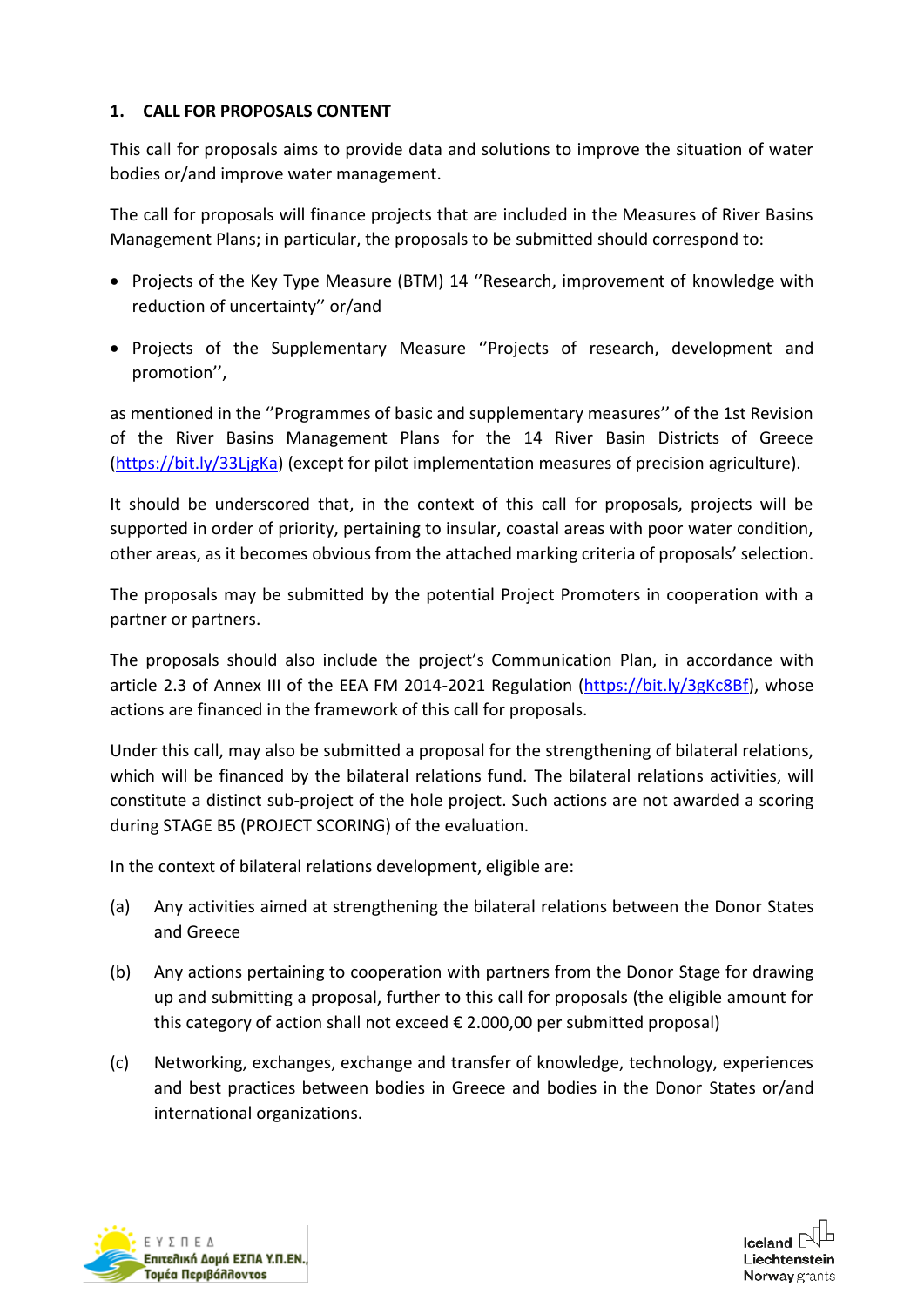## 1. CALL FOR PROPOSALS CONTENT

This call for proposals aims to provide data and solutions to improve the situation of water bodies or/and improve water management.

The call for proposals will finance projects that are included in the Measures of River Basins Management Plans; in particular, the proposals to be submitted should correspond to:

- Projects of the Key Type Measure (BTM) 14 ''Research, improvement of knowledge with reduction of uncertainty'' or/and
- Projects of the Supplementary Measure ''Projects of research, development and promotion'',

as mentioned in the ''Programmes of basic and supplementary measures'' of the 1st Revision of the River Basins Management Plans for the 14 River Basin Districts of Greece (https://bit.ly/33LjgKa) (except for pilot implementation measures of precision agriculture).

It should be underscored that, in the context of this call for proposals, projects will be supported in order of priority, pertaining to insular, coastal areas with poor water condition, other areas, as it becomes obvious from the attached marking criteria of proposals' selection.

The proposals may be submitted by the potential Project Promoters in cooperation with a partner or partners.

The proposals should also include the project's Communication Plan, in accordance with article 2.3 of Annex III of the EEA FM 2014-2021 Regulation (https://bit.ly/3gKc8Bf), whose actions are financed in the framework of this call for proposals.

Under this call, may also be submitted a proposal for the strengthening of bilateral relations, which will be financed by the bilateral relations fund. The bilateral relations activities, will constitute a distinct sub-project of the hole project. Such actions are not awarded a scoring during STAGE B5 (PROJECT SCORING) of the evaluation.

In the context of bilateral relations development, eligible are:

(a) Any activities aimed at strengthening the bilateral relations between the Donor States and Greece

(b) Any actions pertaining to cooperation with partners from the Donor Stage for drawing up and submitting a proposal, further to this call for proposals (the eligible amount for this category of action shall not exceed € 2.000,00 per submitted proposal)

(c) Networking, exchanges, exchange and transfer of knowledge, technology, experiences and best practices between bodies in Greece and bodies in the Donor States or/and international organizations.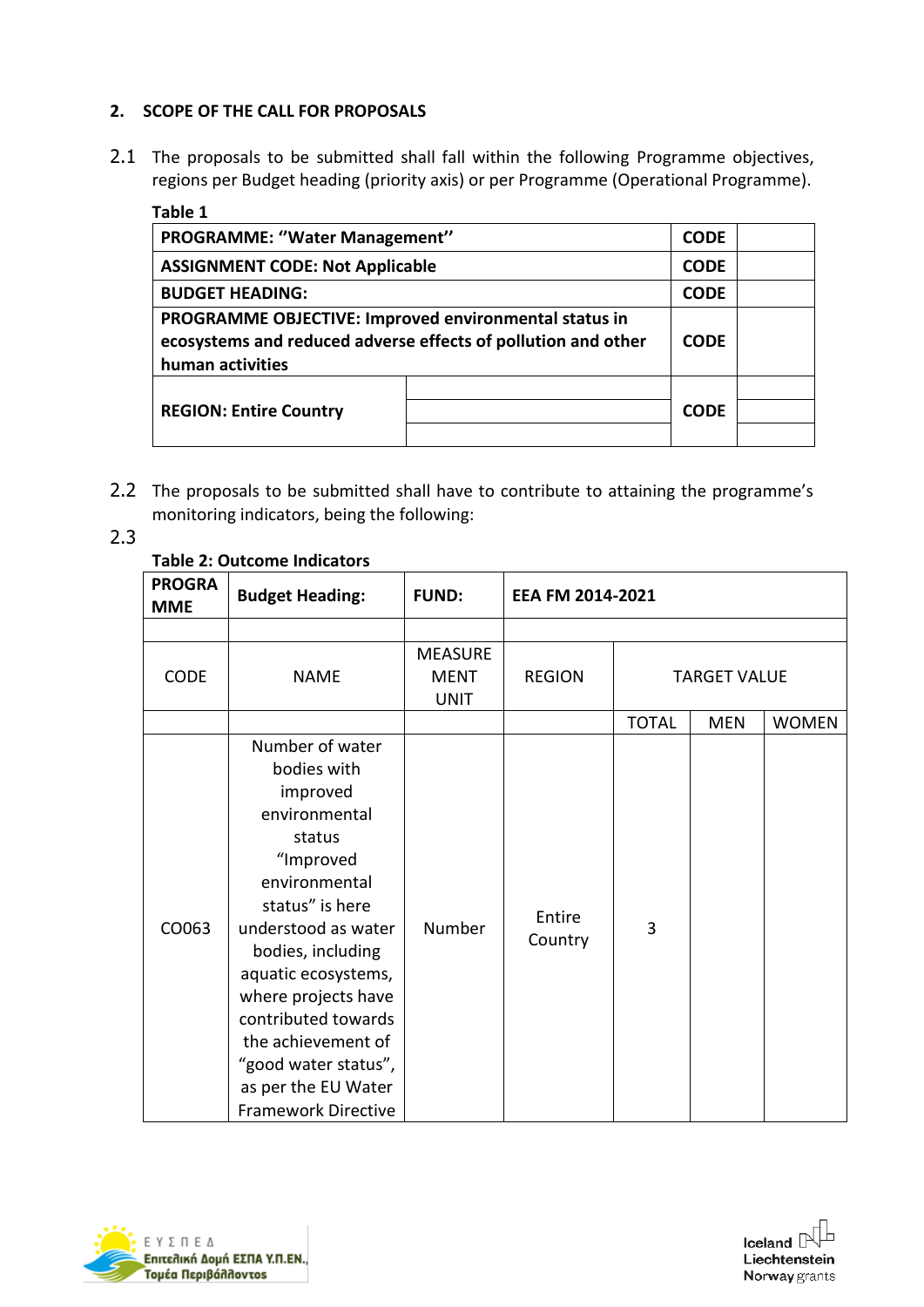## 2. SCOPE OF THE CALL FOR PROPOSALS

2.1 The proposals to be submitted shall fall within the following Programme objectives, regions per Budget heading (priority axis) or per Programme (Operational Programme).

**Table 1**

| | | | |
|---|---|---|---|
| **PROGRAMME: "Water Management"** | | **CODE** | |
| **ASSIGNMENT CODE: Not Applicable** | | **CODE** | |
| **BUDGET HEADING:** | | **CODE** | |
| **PROGRAMME OBJECTIVE: Improved environmental status in ecosystems and reduced adverse effects of pollution and other human activities** | | **CODE** | |
| **REGION: Entire Country** | | **CODE** | |
| | | | |
| | | | |

2.2 The proposals to be submitted shall have to contribute to attaining the programme's monitoring indicators, being the following:

2.3

**Table 2: Outcome Indicators**

| **PROGRAMME** | **Budget Heading:** | **FUND:** | **EEA FM 2014-2021** | | | |
|---|---|---|---|---|---|---|
| | | | | | | |
| CODE | NAME | MEASUREMENT UNIT | REGION | TARGET VALUE | | |
| | | | | TOTAL | MEN | WOMEN |
| CO063 | Number of water bodies with improved environmental status "Improved environmental status" is here understood as water bodies, including aquatic ecosystems, where projects have contributed towards the achievement of "good water status", as per the EU Water Framework Directive | Number | Entire Country | 3 | | |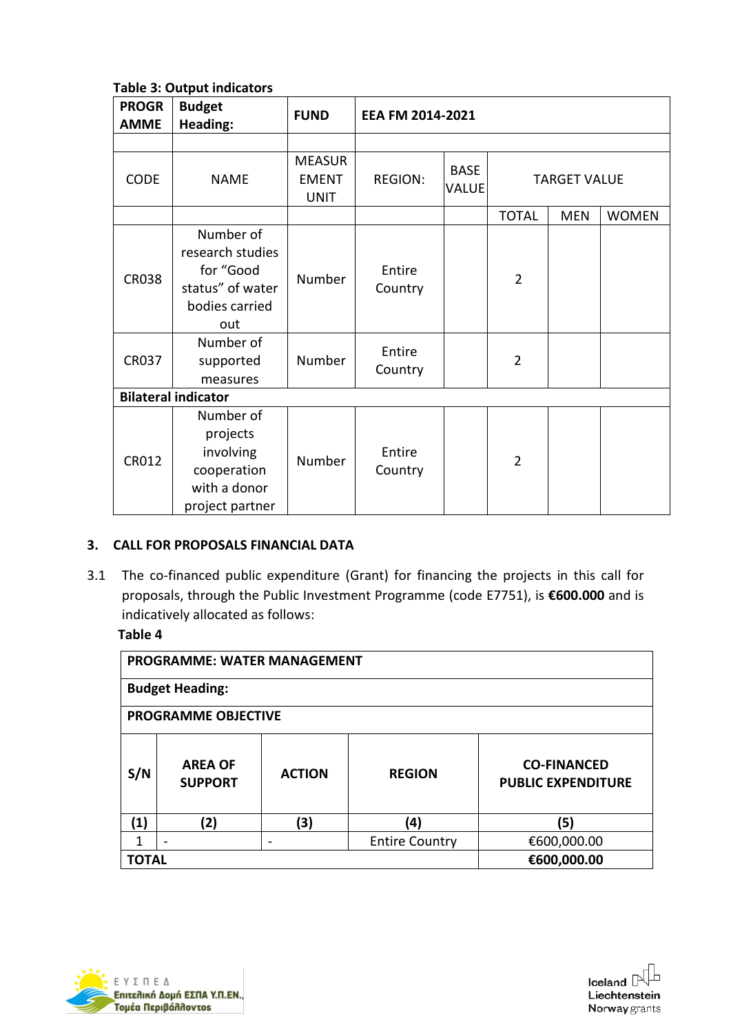**Table 3: Output indicators**

| PROGRAMME | Budget Heading: | FUND | EEA FM 2014-2021 | | | | |
|---|---|---|---|---|---|---|---|
| | | | | | | | |
| CODE | NAME | MEASUREMENT UNIT | REGION: | BASE VALUE | TARGET VALUE | | |
| | | | | | TOTAL | MEN | WOMEN |
| CR038 | Number of research studies for "Good status" of water bodies carried out | Number | Entire Country | | 2 | | |
| CR037 | Number of supported measures | Number | Entire Country | | 2 | | |
| **Bilateral indicator** | | | | | | | |
| CR012 | Number of projects involving cooperation with a donor project partner | Number | Entire Country | | 2 | | |

## 3. CALL FOR PROPOSALS FINANCIAL DATA

3.1 The co-financed public expenditure (Grant) for financing the projects in this call for proposals, through the Public Investment Programme (code E7751), is **€600.000** and is indicatively allocated as follows:

**Table 4**

| **PROGRAMME: WATER MANAGEMENT** | | | | |
|---|---|---|---|---|
| **Budget Heading:** | | | | |
| **PROGRAMME OBJECTIVE** | | | | |
| **S/N** | **AREA OF SUPPORT** | **ACTION** | **REGION** | **CO-FINANCED PUBLIC EXPENDITURE** |
| **(1)** | **(2)** | **(3)** | **(4)** | **(5)** |
| 1 | - | - | Entire Country | €600,000.00 |
| **TOTAL** | | | | **€600,000.00** |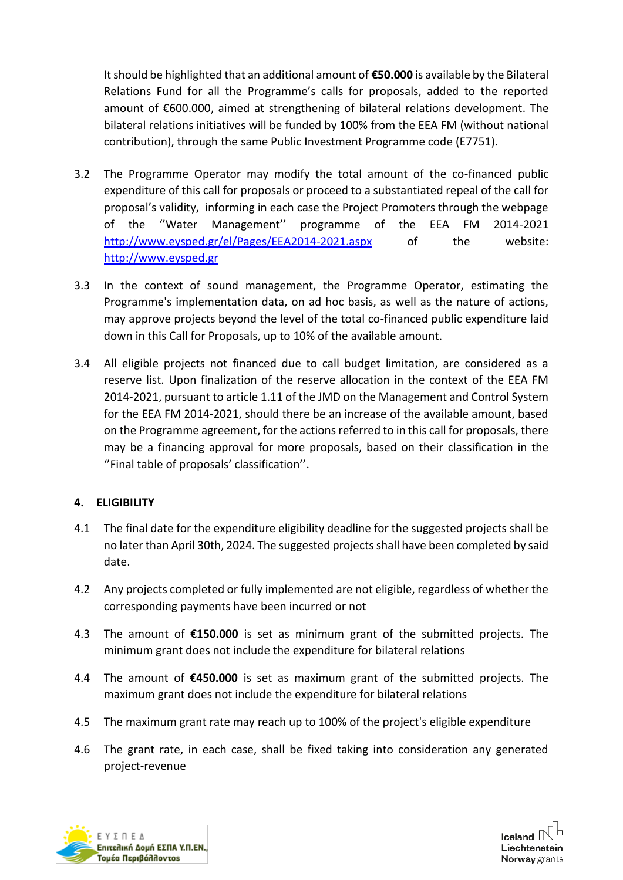It should be highlighted that an additional amount of **€50.000** is available by the Bilateral Relations Fund for all the Programme's calls for proposals, added to the reported amount of €600.000, aimed at strengthening of bilateral relations development. The bilateral relations initiatives will be funded by 100% from the EEA FM (without national contribution), through the same Public Investment Programme code (E7751).

3.2 The Programme Operator may modify the total amount of the co-financed public expenditure of this call for proposals or proceed to a substantiated repeal of the call for proposal's validity, informing in each case the Project Promoters through the webpage of the ''Water Management'' programme of the EEA FM 2014-2021 http://www.eysped.gr/el/Pages/EEA2014-2021.aspx of the website: http://www.eysped.gr

3.3 In the context of sound management, the Programme Operator, estimating the Programme's implementation data, on ad hoc basis, as well as the nature of actions, may approve projects beyond the level of the total co-financed public expenditure laid down in this Call for Proposals, up to 10% of the available amount.

3.4 All eligible projects not financed due to call budget limitation, are considered as a reserve list. Upon finalization of the reserve allocation in the context of the EEA FM 2014-2021, pursuant to article 1.11 of the JMD on the Management and Control System for the EEA FM 2014-2021, should there be an increase of the available amount, based on the Programme agreement, for the actions referred to in this call for proposals, there may be a financing approval for more proposals, based on their classification in the ''Final table of proposals' classification''.

## 4. ELIGIBILITY

4.1 The final date for the expenditure eligibility deadline for the suggested projects shall be no later than April 30th, 2024. The suggested projects shall have been completed by said date.

4.2 Any projects completed or fully implemented are not eligible, regardless of whether the corresponding payments have been incurred or not

4.3 The amount of **€150.000** is set as minimum grant of the submitted projects. The minimum grant does not include the expenditure for bilateral relations

4.4 The amount of **€450.000** is set as maximum grant of the submitted projects. The maximum grant does not include the expenditure for bilateral relations

4.5 The maximum grant rate may reach up to 100% of the project's eligible expenditure

4.6 The grant rate, in each case, shall be fixed taking into consideration any generated project-revenue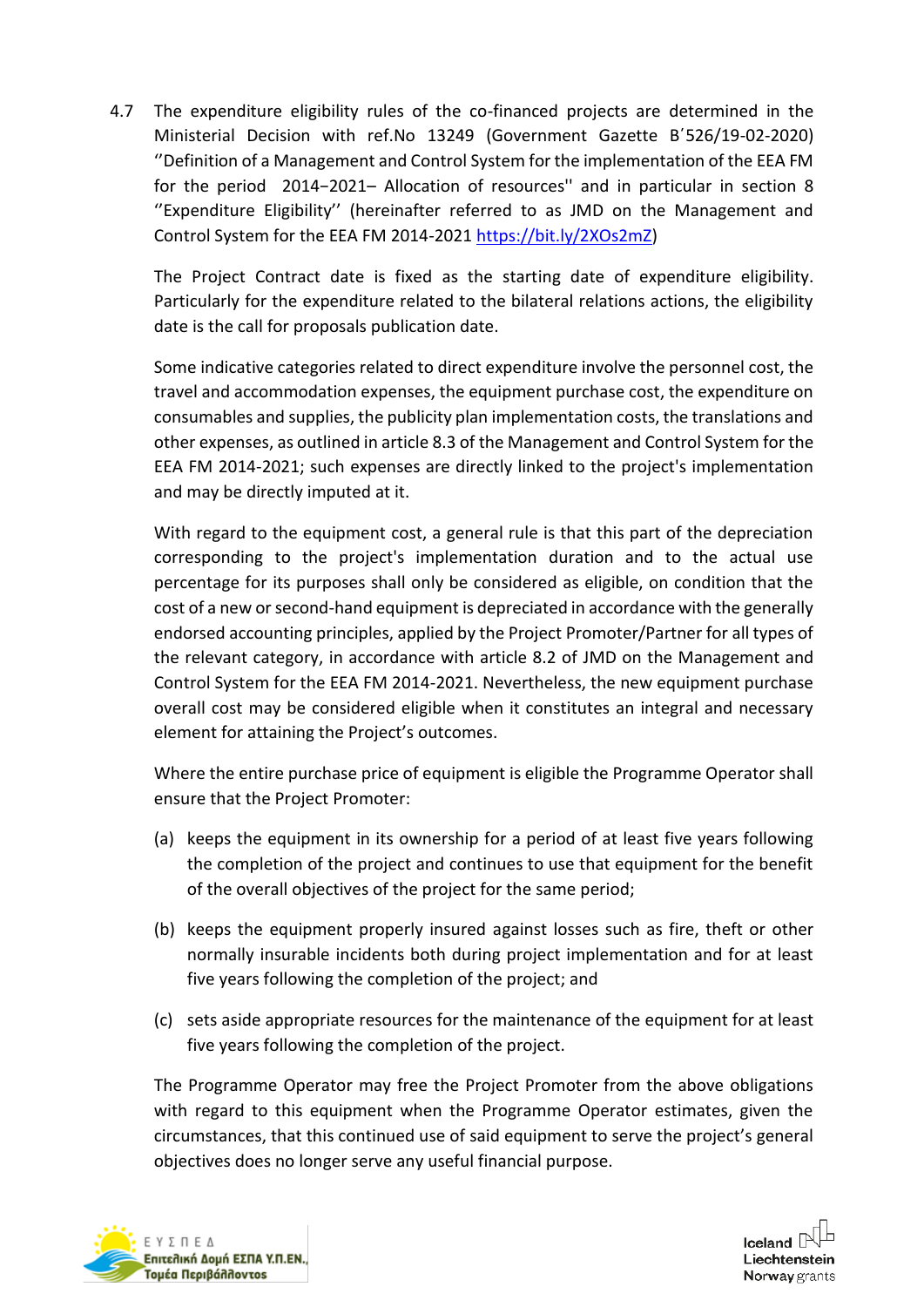4.7 The expenditure eligibility rules of the co-financed projects are determined in the Ministerial Decision with ref.No 13249 (Government Gazette B΄526/19-02-2020) ''Definition of a Management and Control System for the implementation of the EEA FM for the period 2014−2021– Allocation of resources'' and in particular in section 8 ''Expenditure Eligibility'' (hereinafter referred to as JMD on the Management and Control System for the EEA FM 2014-2021 https://bit.ly/2XOs2mZ)

The Project Contract date is fixed as the starting date of expenditure eligibility. Particularly for the expenditure related to the bilateral relations actions, the eligibility date is the call for proposals publication date.

Some indicative categories related to direct expenditure involve the personnel cost, the travel and accommodation expenses, the equipment purchase cost, the expenditure on consumables and supplies, the publicity plan implementation costs, the translations and other expenses, as outlined in article 8.3 of the Management and Control System for the EEA FM 2014-2021; such expenses are directly linked to the project's implementation and may be directly imputed at it.

With regard to the equipment cost, a general rule is that this part of the depreciation corresponding to the project's implementation duration and to the actual use percentage for its purposes shall only be considered as eligible, on condition that the cost of a new or second-hand equipment is depreciated in accordance with the generally endorsed accounting principles, applied by the Project Promoter/Partner for all types of the relevant category, in accordance with article 8.2 of JMD on the Management and Control System for the EEA FM 2014-2021. Nevertheless, the new equipment purchase overall cost may be considered eligible when it constitutes an integral and necessary element for attaining the Project's outcomes.

Where the entire purchase price of equipment is eligible the Programme Operator shall ensure that the Project Promoter:

(a) keeps the equipment in its ownership for a period of at least five years following the completion of the project and continues to use that equipment for the benefit of the overall objectives of the project for the same period;

(b) keeps the equipment properly insured against losses such as fire, theft or other normally insurable incidents both during project implementation and for at least five years following the completion of the project; and

(c) sets aside appropriate resources for the maintenance of the equipment for at least five years following the completion of the project.

The Programme Operator may free the Project Promoter from the above obligations with regard to this equipment when the Programme Operator estimates, given the circumstances, that this continued use of said equipment to serve the project's general objectives does no longer serve any useful financial purpose.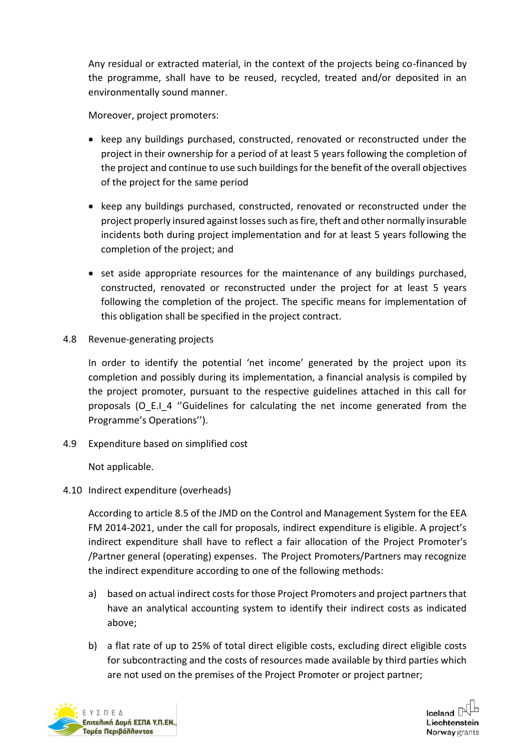Any residual or extracted material, in the context of the projects being co-financed by the programme, shall have to be reused, recycled, treated and/or deposited in an environmentally sound manner.

Moreover, project promoters:

- keep any buildings purchased, constructed, renovated or reconstructed under the project in their ownership for a period of at least 5 years following the completion of the project and continue to use such buildings for the benefit of the overall objectives of the project for the same period
- keep any buildings purchased, constructed, renovated or reconstructed under the project properly insured against losses such as fire, theft and other normally insurable incidents both during project implementation and for at least 5 years following the completion of the project; and
- set aside appropriate resources for the maintenance of any buildings purchased, constructed, renovated or reconstructed under the project for at least 5 years following the completion of the project. The specific means for implementation of this obligation shall be specified in the project contract.

### 4.8 Revenue-generating projects

In order to identify the potential 'net income' generated by the project upon its completion and possibly during its implementation, a financial analysis is compiled by the project promoter, pursuant to the respective guidelines attached in this call for proposals (O_E.I_4 ''Guidelines for calculating the net income generated from the Programme's Operations'').

### 4.9 Expenditure based on simplified cost

Not applicable.

### 4.10 Indirect expenditure (overheads)

According to article 8.5 of the JMD on the Control and Management System for the EEA FM 2014-2021, under the call for proposals, indirect expenditure is eligible. A project's indirect expenditure shall have to reflect a fair allocation of the Project Promoter's /Partner general (operating) expenses. The Project Promoters/Partners may recognize the indirect expenditure according to one of the following methods:

a) based on actual indirect costs for those Project Promoters and project partners that have an analytical accounting system to identify their indirect costs as indicated above;

b) a flat rate of up to 25% of total direct eligible costs, excluding direct eligible costs for subcontracting and the costs of resources made available by third parties which are not used on the premises of the Project Promoter or project partner;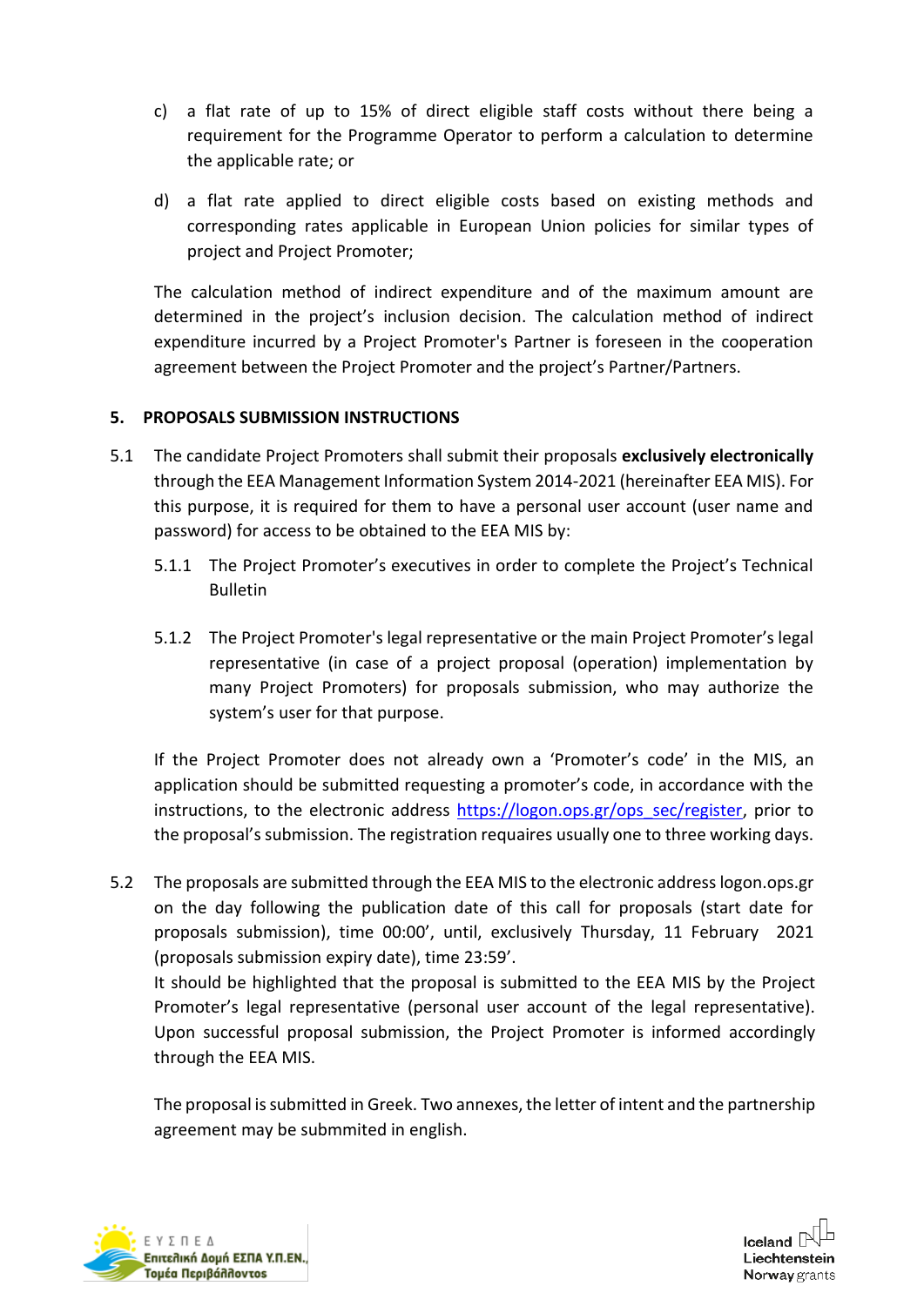c) a flat rate of up to 15% of direct eligible staff costs without there being a requirement for the Programme Operator to perform a calculation to determine the applicable rate; or

d) a flat rate applied to direct eligible costs based on existing methods and corresponding rates applicable in European Union policies for similar types of project and Project Promoter;

The calculation method of indirect expenditure and of the maximum amount are determined in the project's inclusion decision. The calculation method of indirect expenditure incurred by a Project Promoter's Partner is foreseen in the cooperation agreement between the Project Promoter and the project's Partner/Partners.

## 5. PROPOSALS SUBMISSION INSTRUCTIONS

5.1 The candidate Project Promoters shall submit their proposals **exclusively electronically** through the EEA Management Information System 2014-2021 (hereinafter EEA MIS). For this purpose, it is required for them to have a personal user account (user name and password) for access to be obtained to the EEA MIS by:

5.1.1 The Project Promoter's executives in order to complete the Project's Technical Bulletin

5.1.2 The Project Promoter's legal representative or the main Project Promoter's legal representative (in case of a project proposal (operation) implementation by many Project Promoters) for proposals submission, who may authorize the system's user for that purpose.

If the Project Promoter does not already own a 'Promoter's code' in the MIS, an application should be submitted requesting a promoter's code, in accordance with the instructions, to the electronic address https://logon.ops.gr/ops_sec/register, prior to the proposal's submission. The registration requaires usually one to three working days.

5.2 The proposals are submitted through the EEA MIS to the electronic address logon.ops.gr on the day following the publication date of this call for proposals (start date for proposals submission), time 00:00', until, exclusively Thursday, 11 February 2021 (proposals submission expiry date), time 23:59'.
It should be highlighted that the proposal is submitted to the EEA MIS by the Project Promoter's legal representative (personal user account of the legal representative). Upon successful proposal submission, the Project Promoter is informed accordingly through the EEA MIS.

The proposal is submitted in Greek. Two annexes, the letter of intent and the partnership agreement may be submmited in english.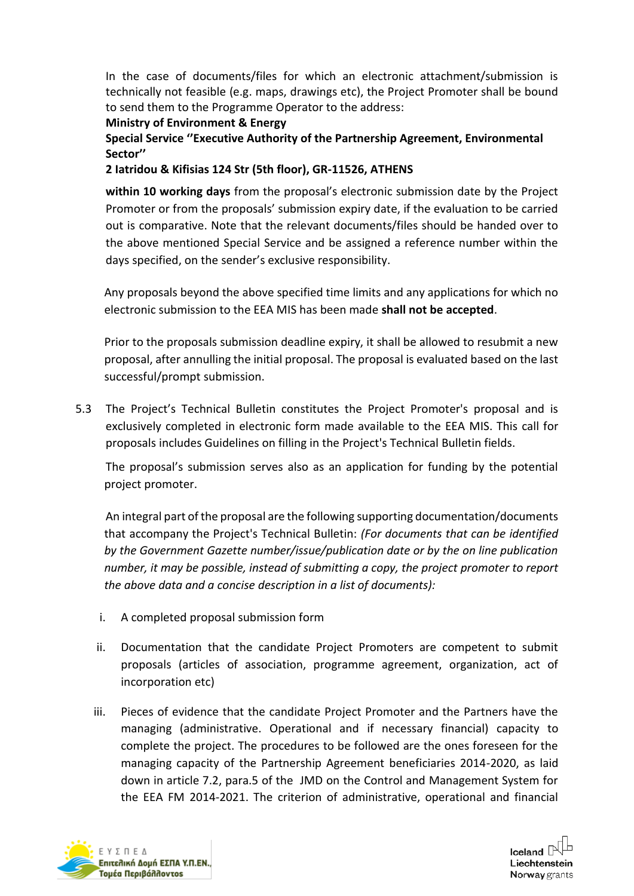In the case of documents/files for which an electronic attachment/submission is technically not feasible (e.g. maps, drawings etc), the Project Promoter shall be bound to send them to the Programme Operator to the address:

**Ministry of Environment & Energy**

**Special Service ''Executive Authority of the Partnership Agreement, Environmental Sector''**

**2 Iatridou & Kifisias 124 Str (5th floor), GR-11526, ATHENS**

**within 10 working days** from the proposal's electronic submission date by the Project Promoter or from the proposals' submission expiry date, if the evaluation to be carried out is comparative. Note that the relevant documents/files should be handed over to the above mentioned Special Service and be assigned a reference number within the days specified, on the sender's exclusive responsibility.

Any proposals beyond the above specified time limits and any applications for which no electronic submission to the EEA MIS has been made **shall not be accepted**.

Prior to the proposals submission deadline expiry, it shall be allowed to resubmit a new proposal, after annulling the initial proposal. The proposal is evaluated based on the last successful/prompt submission.

5.3 The Project's Technical Bulletin constitutes the Project Promoter's proposal and is exclusively completed in electronic form made available to the EEA MIS. This call for proposals includes Guidelines on filling in the Project's Technical Bulletin fields.

The proposal's submission serves also as an application for funding by the potential project promoter.

An integral part of the proposal are the following supporting documentation/documents that accompany the Project's Technical Bulletin: *(For documents that can be identified by the Government Gazette number/issue/publication date or by the on line publication number, it may be possible, instead of submitting a copy, the project promoter to report the above data and a concise description in a list of documents):*

i. A completed proposal submission form

ii. Documentation that the candidate Project Promoters are competent to submit proposals (articles of association, programme agreement, organization, act of incorporation etc)

iii. Pieces of evidence that the candidate Project Promoter and the Partners have the managing (administrative. Operational and if necessary financial) capacity to complete the project. The procedures to be followed are the ones foreseen for the managing capacity of the Partnership Agreement beneficiaries 2014-2020, as laid down in article 7.2, para.5 of the JMD on the Control and Management System for the EEA FM 2014-2021. The criterion of administrative, operational and financial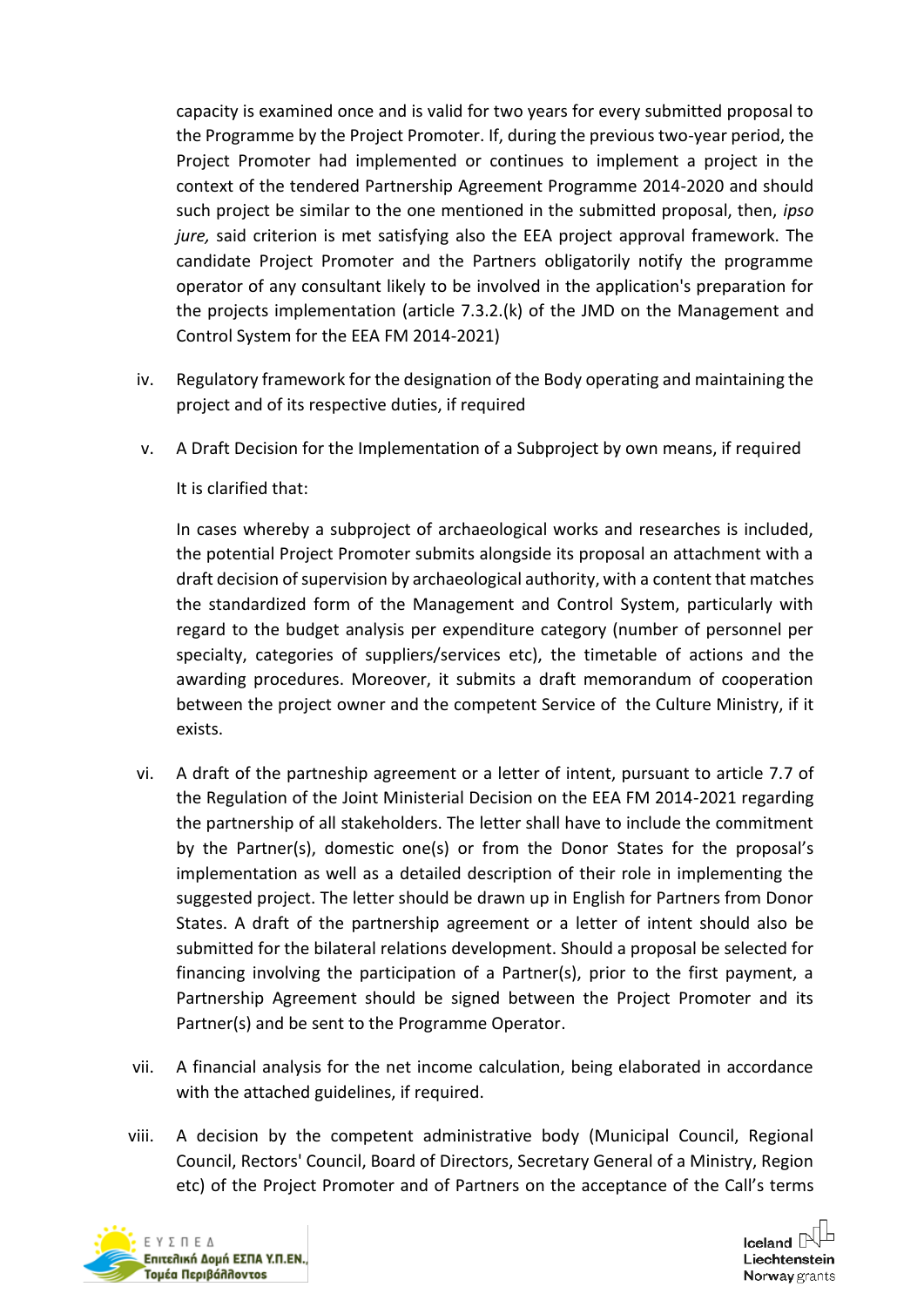capacity is examined once and is valid for two years for every submitted proposal to the Programme by the Project Promoter. If, during the previous two-year period, the Project Promoter had implemented or continues to implement a project in the context of the tendered Partnership Agreement Programme 2014-2020 and should such project be similar to the one mentioned in the submitted proposal, then, *ipso jure,* said criterion is met satisfying also the EEA project approval framework. The candidate Project Promoter and the Partners obligatorily notify the programme operator of any consultant likely to be involved in the application's preparation for the projects implementation (article 7.3.2.(k) of the JMD on the Management and Control System for the EEA FM 2014-2021)

iv. Regulatory framework for the designation of the Body operating and maintaining the project and of its respective duties, if required

v. A Draft Decision for the Implementation of a Subproject by own means, if required

   It is clarified that:

   In cases whereby a subproject of archaeological works and researches is included, the potential Project Promoter submits alongside its proposal an attachment with a draft decision of supervision by archaeological authority, with a content that matches the standardized form of the Management and Control System, particularly with regard to the budget analysis per expenditure category (number of personnel per specialty, categories of suppliers/services etc), the timetable of actions and the awarding procedures. Moreover, it submits a draft memorandum of cooperation between the project owner and the competent Service of the Culture Ministry, if it exists.

vi. A draft of the partneship agreement or a letter of intent, pursuant to article 7.7 of the Regulation of the Joint Ministerial Decision on the EEA FM 2014-2021 regarding the partnership of all stakeholders. The letter shall have to include the commitment by the Partner(s), domestic one(s) or from the Donor States for the proposal's implementation as well as a detailed description of their role in implementing the suggested project. The letter should be drawn up in English for Partners from Donor States. A draft of the partnership agreement or a letter of intent should also be submitted for the bilateral relations development. Should a proposal be selected for financing involving the participation of a Partner(s), prior to the first payment, a Partnership Agreement should be signed between the Project Promoter and its Partner(s) and be sent to the Programme Operator.

vii. A financial analysis for the net income calculation, being elaborated in accordance with the attached guidelines, if required.

viii. A decision by the competent administrative body (Municipal Council, Regional Council, Rectors' Council, Board of Directors, Secretary General of a Ministry, Region etc) of the Project Promoter and of Partners on the acceptance of the Call's terms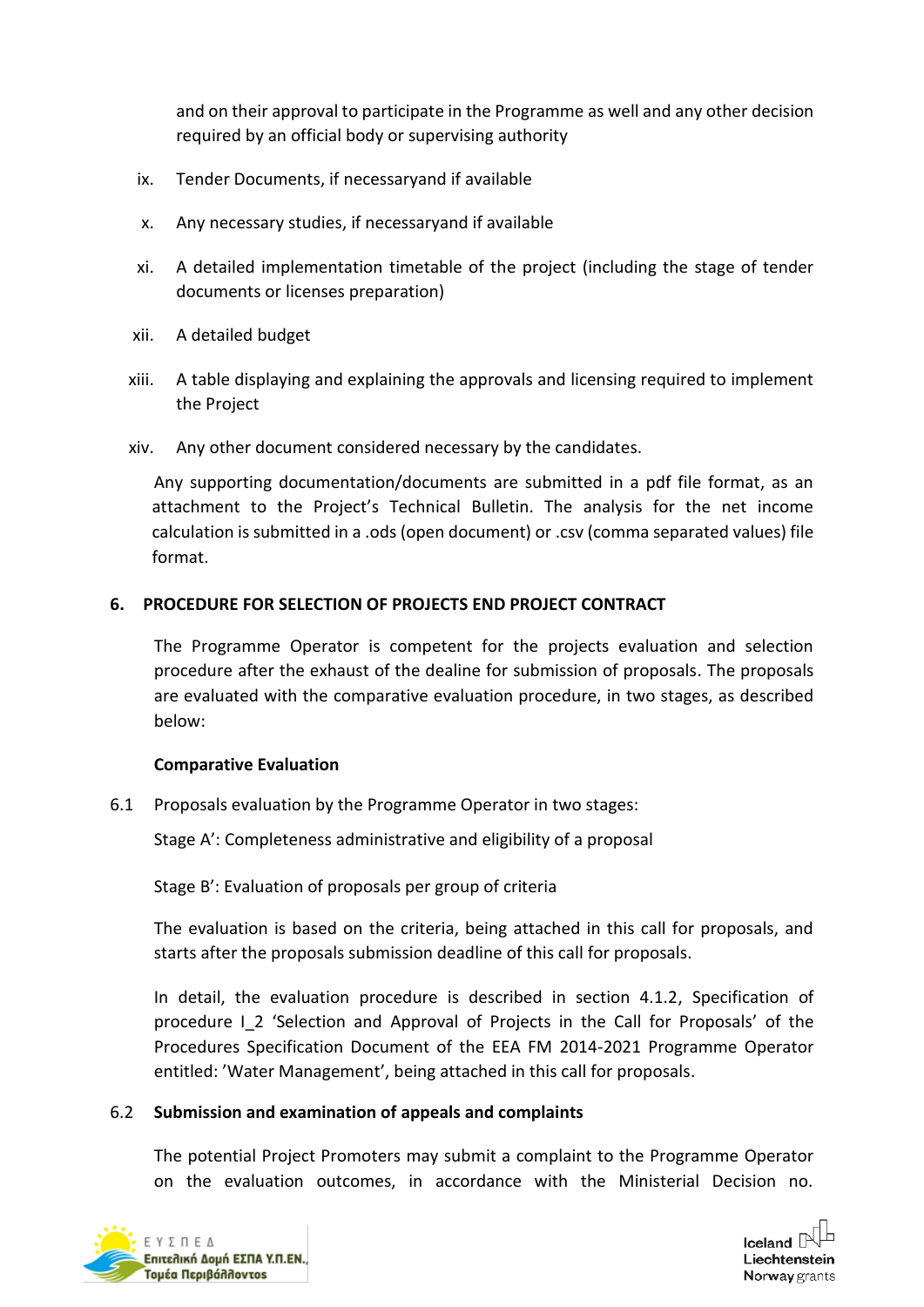and on their approval to participate in the Programme as well and any other decision required by an official body or supervising authority

ix. Tender Documents, if necessaryand if available

x. Any necessary studies, if necessaryand if available

xi. A detailed implementation timetable of the project (including the stage of tender documents or licenses preparation)

xii. A detailed budget

xiii. A table displaying and explaining the approvals and licensing required to implement the Project

xiv. Any other document considered necessary by the candidates.

Any supporting documentation/documents are submitted in a pdf file format, as an attachment to the Project's Technical Bulletin. The analysis for the net income calculation is submitted in a .ods (open document) or .csv (comma separated values) file format.

## 6. PROCEDURE FOR SELECTION OF PROJECTS END PROJECT CONTRACT

The Programme Operator is competent for the projects evaluation and selection procedure after the exhaust of the dealine for submission of proposals. The proposals are evaluated with the comparative evaluation procedure, in two stages, as described below:

**Comparative Evaluation**

6.1 Proposals evaluation by the Programme Operator in two stages:

Stage A': Completeness administrative and eligibility of a proposal

Stage B': Evaluation of proposals per group of criteria

The evaluation is based on the criteria, being attached in this call for proposals, and starts after the proposals submission deadline of this call for proposals.

In detail, the evaluation procedure is described in section 4.1.2, Specification of procedure I_2 'Selection and Approval of Projects in the Call for Proposals' of the Procedures Specification Document of the EEA FM 2014-2021 Programme Operator entitled: 'Water Management', being attached in this call for proposals.

### 6.2 Submission and examination of appeals and complaints

The potential Project Promoters may submit a complaint to the Programme Operator on the evaluation outcomes, in accordance with the Ministerial Decision no.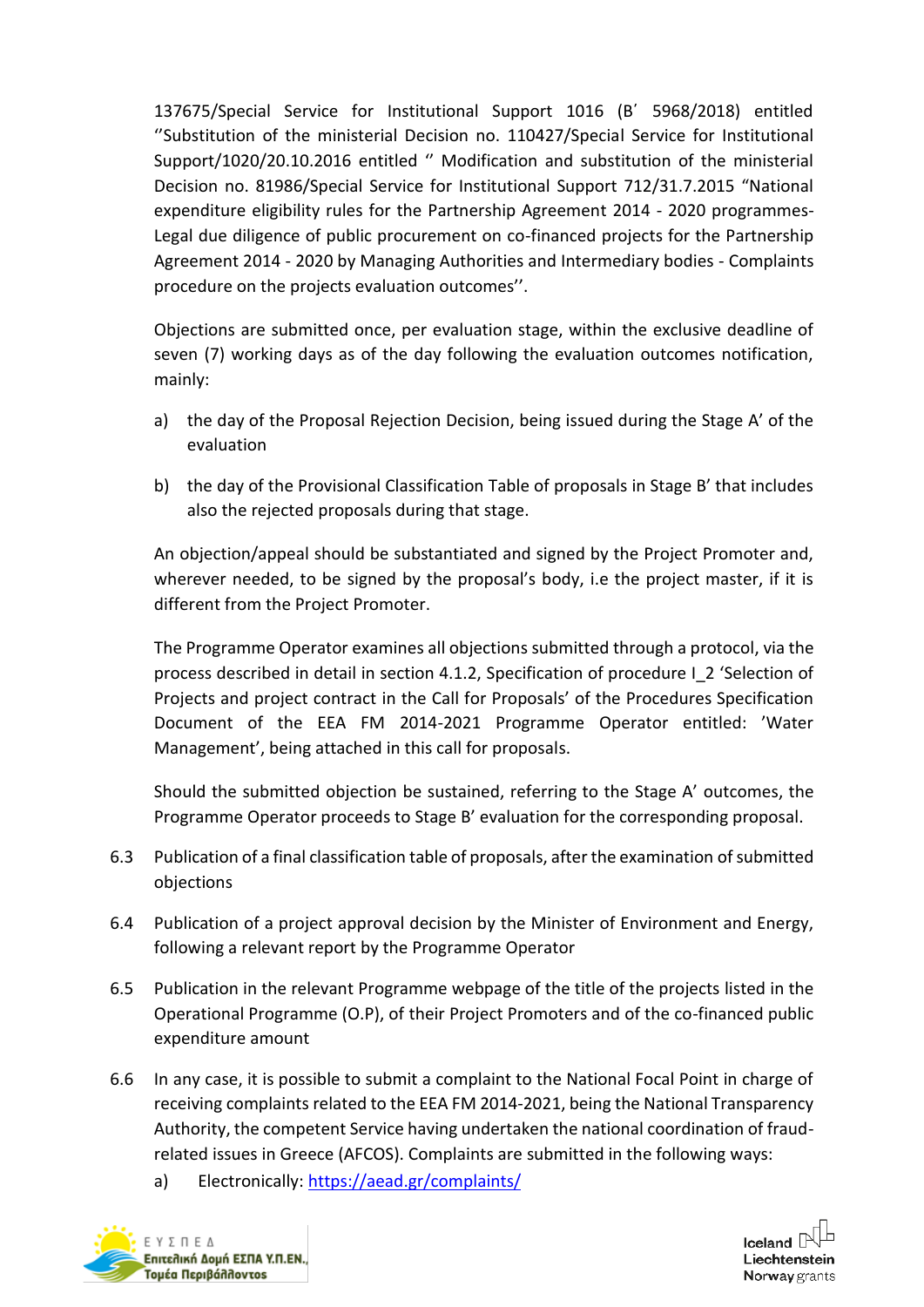137675/Special Service for Institutional Support 1016 (Β΄ 5968/2018) entitled ''Substitution of the ministerial Decision no. 110427/Special Service for Institutional Support/1020/20.10.2016 entitled '' Modification and substitution of the ministerial Decision no. 81986/Special Service for Institutional Support 712/31.7.2015 "National expenditure eligibility rules for the Partnership Agreement 2014 - 2020 programmes- Legal due diligence of public procurement on co-financed projects for the Partnership Agreement 2014 - 2020 by Managing Authorities and Intermediary bodies - Complaints procedure on the projects evaluation outcomes''.

Objections are submitted once, per evaluation stage, within the exclusive deadline of seven (7) working days as of the day following the evaluation outcomes notification, mainly:

a) the day of the Proposal Rejection Decision, being issued during the Stage A' of the evaluation

b) the day of the Provisional Classification Table of proposals in Stage B' that includes also the rejected proposals during that stage.

An objection/appeal should be substantiated and signed by the Project Promoter and, wherever needed, to be signed by the proposal's body, i.e the project master, if it is different from the Project Promoter.

The Programme Operator examines all objections submitted through a protocol, via the process described in detail in section 4.1.2, Specification of procedure I_2 'Selection of Projects and project contract in the Call for Proposals' of the Procedures Specification Document of the EEA FM 2014-2021 Programme Operator entitled: 'Water Management', being attached in this call for proposals.

Should the submitted objection be sustained, referring to the Stage A' outcomes, the Programme Operator proceeds to Stage B' evaluation for the corresponding proposal.

6.3 Publication of a final classification table of proposals, after the examination of submitted objections

6.4 Publication of a project approval decision by the Minister of Environment and Energy, following a relevant report by the Programme Operator

6.5 Publication in the relevant Programme webpage of the title of the projects listed in the Operational Programme (O.P), of their Project Promoters and of the co-financed public expenditure amount

6.6 In any case, it is possible to submit a complaint to the National Focal Point in charge of receiving complaints related to the EEA FM 2014-2021, being the National Transparency Authority, the competent Service having undertaken the national coordination of fraud-related issues in Greece (AFCOS). Complaints are submitted in the following ways:

a) Electronically: https://aead.gr/complaints/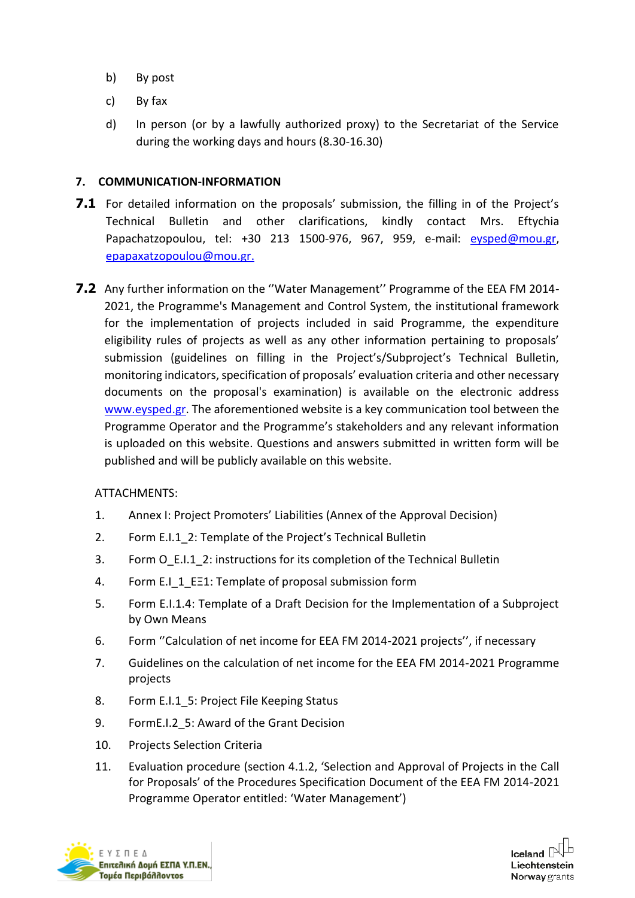b) By post

c) By fax

d) In person (or by a lawfully authorized proxy) to the Secretariat of the Service during the working days and hours (8.30-16.30)

## 7. COMMUNICATION-INFORMATION

**7.1** For detailed information on the proposals' submission, the filling in of the Project's Technical Bulletin and other clarifications, kindly contact Mrs. Eftychia Papachatzopoulou, tel: +30 213 1500-976, 967, 959, e-mail: eysped@mou.gr, epapaxatzopoulou@mou.gr.

**7.2** Any further information on the ''Water Management'' Programme of the EEA FM 2014-2021, the Programme's Management and Control System, the institutional framework for the implementation of projects included in said Programme, the expenditure eligibility rules of projects as well as any other information pertaining to proposals' submission (guidelines on filling in the Project's/Subproject's Technical Bulletin, monitoring indicators, specification of proposals' evaluation criteria and other necessary documents on the proposal's examination) is available on the electronic address www.eysped.gr. The aforementioned website is a key communication tool between the Programme Operator and the Programme's stakeholders and any relevant information is uploaded on this website. Questions and answers submitted in written form will be published and will be publicly available on this website.

ATTACHMENTS:

1. Annex I: Project Promoters' Liabilities (Annex of the Approval Decision)
2. Form E.I.1_2: Template of the Project's Technical Bulletin
3. Form O_E.I.1_2: instructions for its completion of the Technical Bulletin
4. Form E.I_1_ΕΞ1: Template of proposal submission form
5. Form E.I.1.4: Template of a Draft Decision for the Implementation of a Subproject by Own Means
6. Form ''Calculation of net income for EEA FM 2014-2021 projects'', if necessary
7. Guidelines on the calculation of net income for the EEA FM 2014-2021 Programme projects
8. Form E.I.1_5: Project File Keeping Status
9. FormE.I.2_5: Award of the Grant Decision
10. Projects Selection Criteria
11. Evaluation procedure (section 4.1.2, 'Selection and Approval of Projects in the Call for Proposals' of the Procedures Specification Document of the EEA FM 2014-2021 Programme Operator entitled: 'Water Management')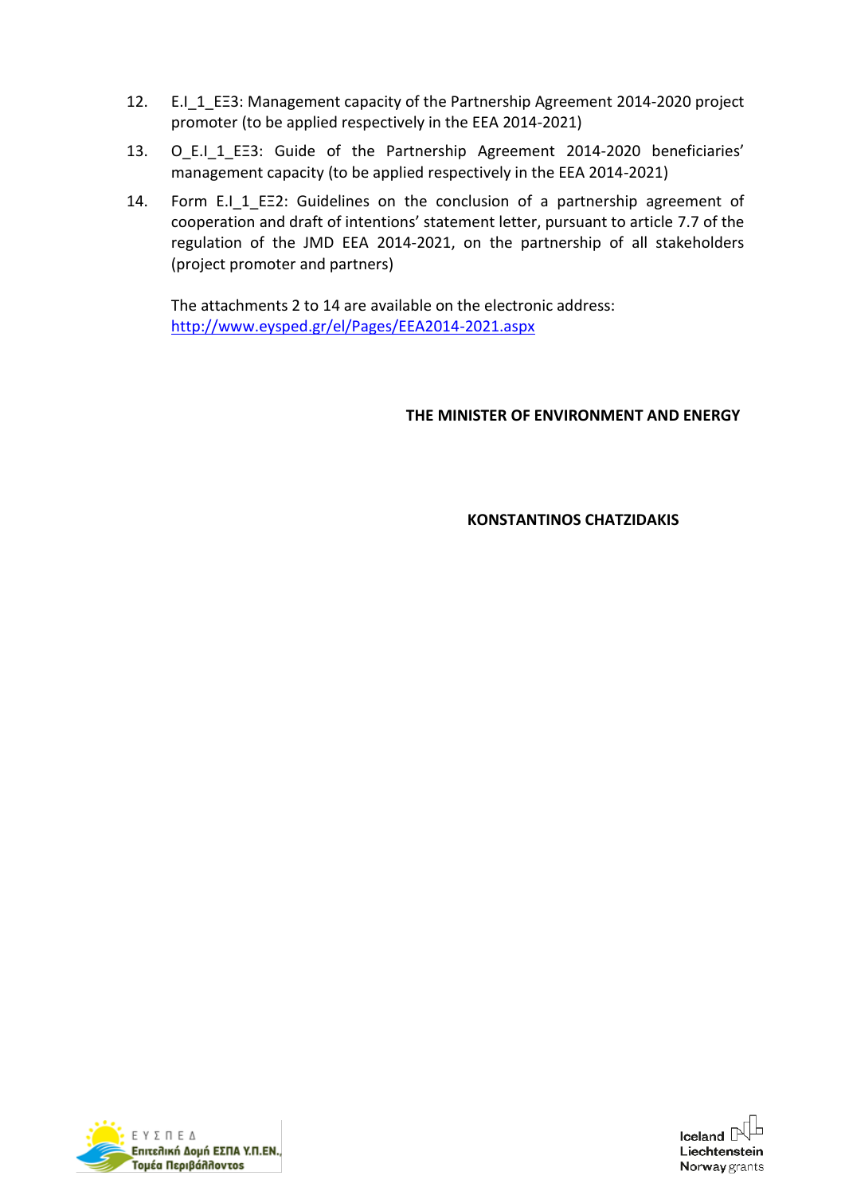12. E.I_1_ΕΞ3: Management capacity of the Partnership Agreement 2014-2020 project promoter (to be applied respectively in the EEA 2014-2021)

13. O_E.I_1_ΕΞ3: Guide of the Partnership Agreement 2014-2020 beneficiaries' management capacity (to be applied respectively in the EEA 2014-2021)

14. Form E.I_1_ΕΞ2: Guidelines on the conclusion of a partnership agreement of cooperation and draft of intentions' statement letter, pursuant to article 7.7 of the regulation of the JMD EEA 2014-2021, on the partnership of all stakeholders (project promoter and partners)

The attachments 2 to 14 are available on the electronic address: [http://www.eysped.gr/el/Pages/EEA2014-2021.aspx](http://www.eysped.gr/el/Pages/EEA2014-2021.aspx)

**THE MINISTER OF ENVIRONMENT AND ENERGY**

**KONSTANTINOS CHATZIDAKIS**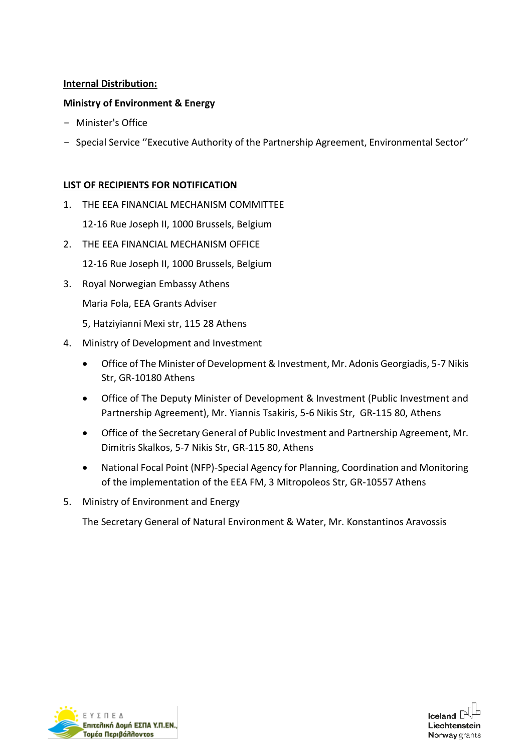**Internal Distribution:**

**Ministry of Environment & Energy**

- Minister's Office
- Special Service ''Executive Authority of the Partnership Agreement, Environmental Sector''

**LIST OF RECIPIENTS FOR NOTIFICATION**

1. THE EEA FINANCIAL MECHANISM COMMITTEE

   12-16 Rue Joseph II, 1000 Brussels, Belgium

2. THE EEA FINANCIAL MECHANISM OFFICE

   12-16 Rue Joseph II, 1000 Brussels, Belgium

3. Royal Norwegian Embassy Athens

   Maria Fola, EEA Grants Adviser

   5, Hatziyianni Mexi str, 115 28 Athens

4. Ministry of Development and Investment

   - Office of The Minister of Development & Investment, Mr. Adonis Georgiadis, 5-7 Nikis Str, GR-10180 Athens
   - Office of The Deputy Minister of Development & Investment (Public Investment and Partnership Agreement), Mr. Yiannis Tsakiris, 5-6 Nikis Str, GR-115 80, Athens
   - Office of the Secretary General of Public Investment and Partnership Agreement, Mr. Dimitris Skalkos, 5-7 Nikis Str, GR-115 80, Athens
   - National Focal Point (NFP)-Special Agency for Planning, Coordination and Monitoring of the implementation of the EEA FM, 3 Mitropoleos Str, GR-10557 Athens

5. Ministry of Environment and Energy

   The Secretary General of Natural Environment & Water, Mr. Konstantinos Aravossis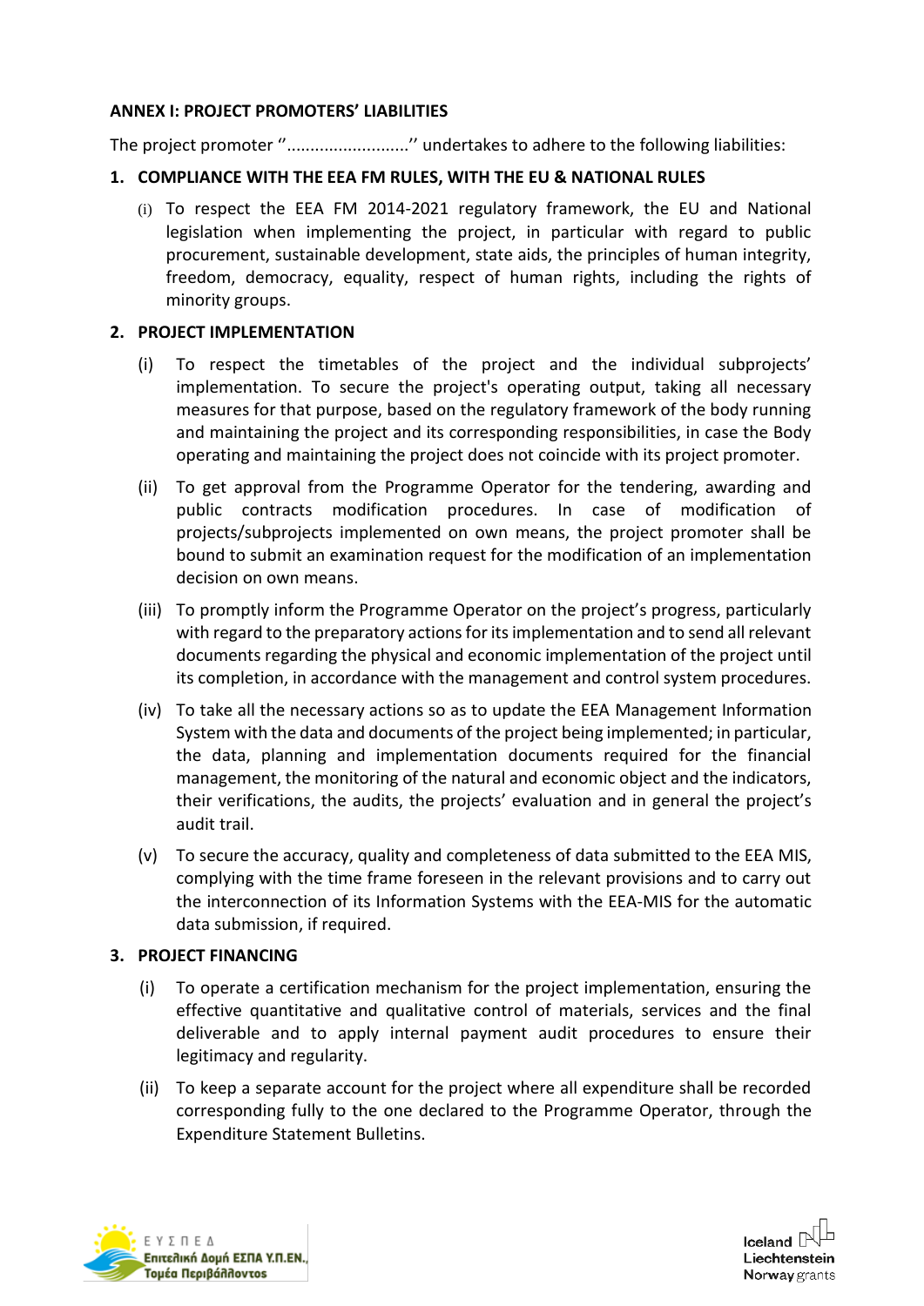## ANNEX I: PROJECT PROMOTERS' LIABILITIES

The project promoter ''..........................'' undertakes to adhere to the following liabilities:

### 1. COMPLIANCE WITH THE EEA FM RULES, WITH THE EU & NATIONAL RULES

(i) To respect the EEA FM 2014-2021 regulatory framework, the EU and National legislation when implementing the project, in particular with regard to public procurement, sustainable development, state aids, the principles of human integrity, freedom, democracy, equality, respect of human rights, including the rights of minority groups.

### 2. PROJECT IMPLEMENTATION

(i) To respect the timetables of the project and the individual subprojects' implementation. To secure the project's operating output, taking all necessary measures for that purpose, based on the regulatory framework of the body running and maintaining the project and its corresponding responsibilities, in case the Body operating and maintaining the project does not coincide with its project promoter.

(ii) To get approval from the Programme Operator for the tendering, awarding and public contracts modification procedures. In case of modification of projects/subprojects implemented on own means, the project promoter shall be bound to submit an examination request for the modification of an implementation decision on own means.

(iii) To promptly inform the Programme Operator on the project's progress, particularly with regard to the preparatory actions for its implementation and to send all relevant documents regarding the physical and economic implementation of the project until its completion, in accordance with the management and control system procedures.

(iv) To take all the necessary actions so as to update the EEA Management Information System with the data and documents of the project being implemented; in particular, the data, planning and implementation documents required for the financial management, the monitoring of the natural and economic object and the indicators, their verifications, the audits, the projects' evaluation and in general the project's audit trail.

(v) To secure the accuracy, quality and completeness of data submitted to the EEA MIS, complying with the time frame foreseen in the relevant provisions and to carry out the interconnection of its Information Systems with the EEA-MIS for the automatic data submission, if required.

### 3. PROJECT FINANCING

(i) To operate a certification mechanism for the project implementation, ensuring the effective quantitative and qualitative control of materials, services and the final deliverable and to apply internal payment audit procedures to ensure their legitimacy and regularity.

(ii) To keep a separate account for the project where all expenditure shall be recorded corresponding fully to the one declared to the Programme Operator, through the Expenditure Statement Bulletins.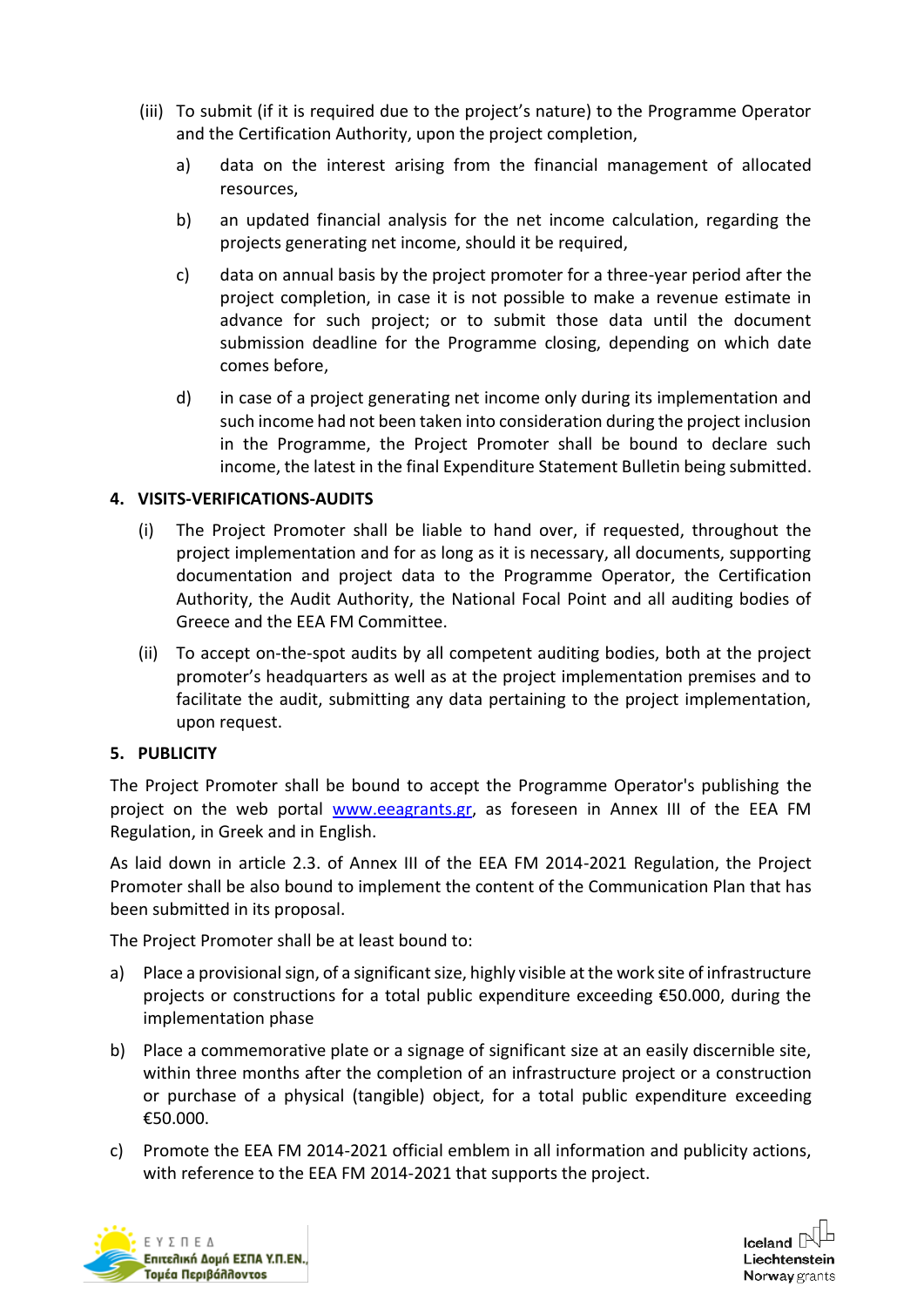(iii) To submit (if it is required due to the project's nature) to the Programme Operator and the Certification Authority, upon the project completion,

a) data on the interest arising from the financial management of allocated resources,

b) an updated financial analysis for the net income calculation, regarding the projects generating net income, should it be required,

c) data on annual basis by the project promoter for a three-year period after the project completion, in case it is not possible to make a revenue estimate in advance for such project; or to submit those data until the document submission deadline for the Programme closing, depending on which date comes before,

d) in case of a project generating net income only during its implementation and such income had not been taken into consideration during the project inclusion in the Programme, the Project Promoter shall be bound to declare such income, the latest in the final Expenditure Statement Bulletin being submitted.

## 4. VISITS-VERIFICATIONS-AUDITS

(i) The Project Promoter shall be liable to hand over, if requested, throughout the project implementation and for as long as it is necessary, all documents, supporting documentation and project data to the Programme Operator, the Certification Authority, the Audit Authority, the National Focal Point and all auditing bodies of Greece and the EEA FM Committee.

(ii) To accept on-the-spot audits by all competent auditing bodies, both at the project promoter's headquarters as well as at the project implementation premises and to facilitate the audit, submitting any data pertaining to the project implementation, upon request.

## 5. PUBLICITY

The Project Promoter shall be bound to accept the Programme Operator's publishing the project on the web portal [www.eeagrants.gr](http://www.eeagrants.gr), as foreseen in Annex III of the EEA FM Regulation, in Greek and in English.

As laid down in article 2.3. of Annex III of the EEA FM 2014-2021 Regulation, the Project Promoter shall be also bound to implement the content of the Communication Plan that has been submitted in its proposal.

The Project Promoter shall be at least bound to:

a) Place a provisional sign, of a significant size, highly visible at the work site of infrastructure projects or constructions for a total public expenditure exceeding €50.000, during the implementation phase

b) Place a commemorative plate or a signage of significant size at an easily discernible site, within three months after the completion of an infrastructure project or a construction or purchase of a physical (tangible) object, for a total public expenditure exceeding €50.000.

c) Promote the EEA FM 2014-2021 official emblem in all information and publicity actions, with reference to the EEA FM 2014-2021 that supports the project.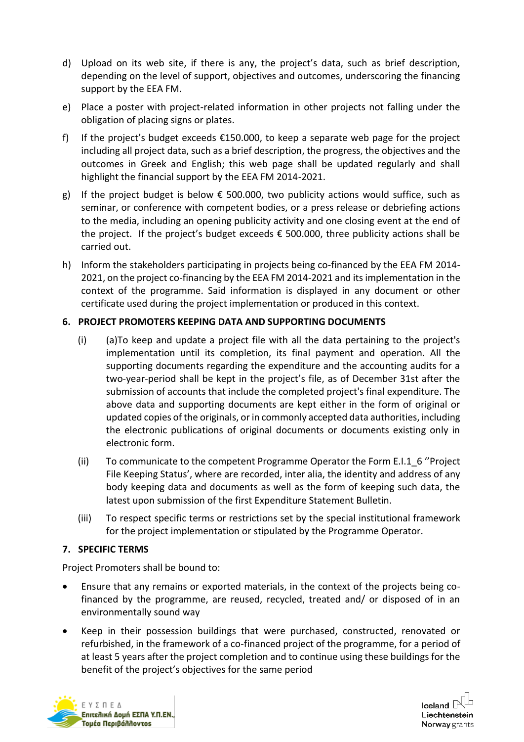d) Upload on its web site, if there is any, the project's data, such as brief description, depending on the level of support, objectives and outcomes, underscoring the financing support by the EEA FM.

e) Place a poster with project-related information in other projects not falling under the obligation of placing signs or plates.

f) If the project's budget exceeds €150.000, to keep a separate web page for the project including all project data, such as a brief description, the progress, the objectives and the outcomes in Greek and English; this web page shall be updated regularly and shall highlight the financial support by the EEA FM 2014-2021.

g) If the project budget is below € 500.000, two publicity actions would suffice, such as seminar, or conference with competent bodies, or a press release or debriefing actions to the media, including an opening publicity activity and one closing event at the end of the project. If the project's budget exceeds € 500.000, three publicity actions shall be carried out.

h) Inform the stakeholders participating in projects being co-financed by the EEA FM 2014-2021, on the project co-financing by the EEA FM 2014-2021 and its implementation in the context of the programme. Said information is displayed in any document or other certificate used during the project implementation or produced in this context.

## 6. PROJECT PROMOTERS KEEPING DATA AND SUPPORTING DOCUMENTS

(i) (a)To keep and update a project file with all the data pertaining to the project's implementation until its completion, its final payment and operation. All the supporting documents regarding the expenditure and the accounting audits for a two-year-period shall be kept in the project's file, as of December 31st after the submission of accounts that include the completed project's final expenditure. The above data and supporting documents are kept either in the form of original or updated copies of the originals, or in commonly accepted data authorities, including the electronic publications of original documents or documents existing only in electronic form.

(ii) To communicate to the competent Programme Operator the Form E.I.1_6 ''Project File Keeping Status', where are recorded, inter alia, the identity and address of any body keeping data and documents as well as the form of keeping such data, the latest upon submission of the first Expenditure Statement Bulletin.

(iii) To respect specific terms or restrictions set by the special institutional framework for the project implementation or stipulated by the Programme Operator.

## 7. SPECIFIC TERMS

Project Promoters shall be bound to:

- Ensure that any remains or exported materials, in the context of the projects being co-financed by the programme, are reused, recycled, treated and/ or disposed of in an environmentally sound way
- Keep in their possession buildings that were purchased, constructed, renovated or refurbished, in the framework of a co-financed project of the programme, for a period of at least 5 years after the project completion and to continue using these buildings for the benefit of the project's objectives for the same period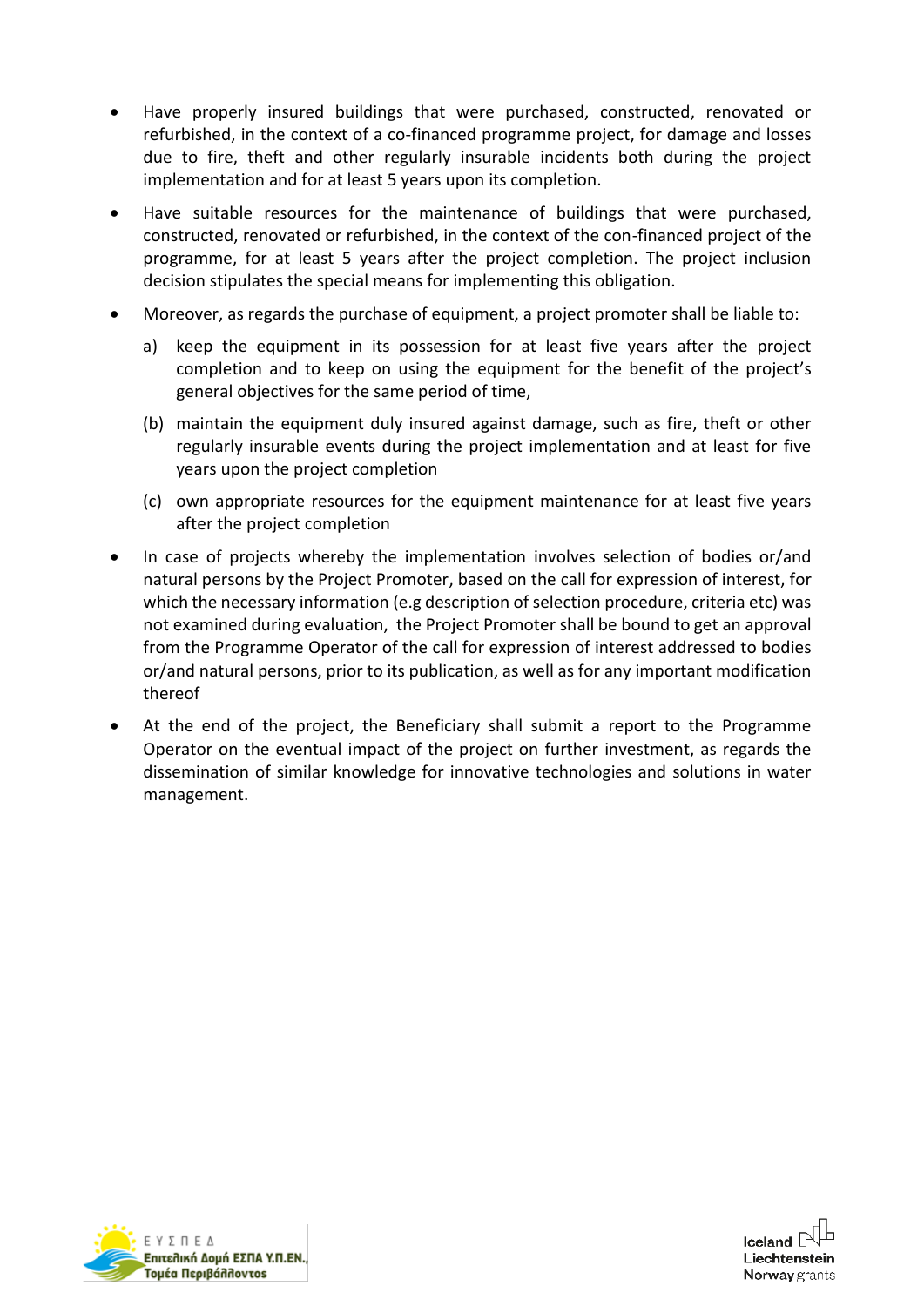- Have properly insured buildings that were purchased, constructed, renovated or refurbished, in the context of a co-financed programme project, for damage and losses due to fire, theft and other regularly insurable incidents both during the project implementation and for at least 5 years upon its completion.
- Have suitable resources for the maintenance of buildings that were purchased, constructed, renovated or refurbished, in the context of the con-financed project of the programme, for at least 5 years after the project completion. The project inclusion decision stipulates the special means for implementing this obligation.
- Moreover, as regards the purchase of equipment, a project promoter shall be liable to:
  - a) keep the equipment in its possession for at least five years after the project completion and to keep on using the equipment for the benefit of the project's general objectives for the same period of time,
  - (b) maintain the equipment duly insured against damage, such as fire, theft or other regularly insurable events during the project implementation and at least for five years upon the project completion
  - (c) own appropriate resources for the equipment maintenance for at least five years after the project completion
- In case of projects whereby the implementation involves selection of bodies or/and natural persons by the Project Promoter, based on the call for expression of interest, for which the necessary information (e.g description of selection procedure, criteria etc) was not examined during evaluation, the Project Promoter shall be bound to get an approval from the Programme Operator of the call for expression of interest addressed to bodies or/and natural persons, prior to its publication, as well as for any important modification thereof
- At the end of the project, the Beneficiary shall submit a report to the Programme Operator on the eventual impact of the project on further investment, as regards the dissemination of similar knowledge for innovative technologies and solutions in water management.